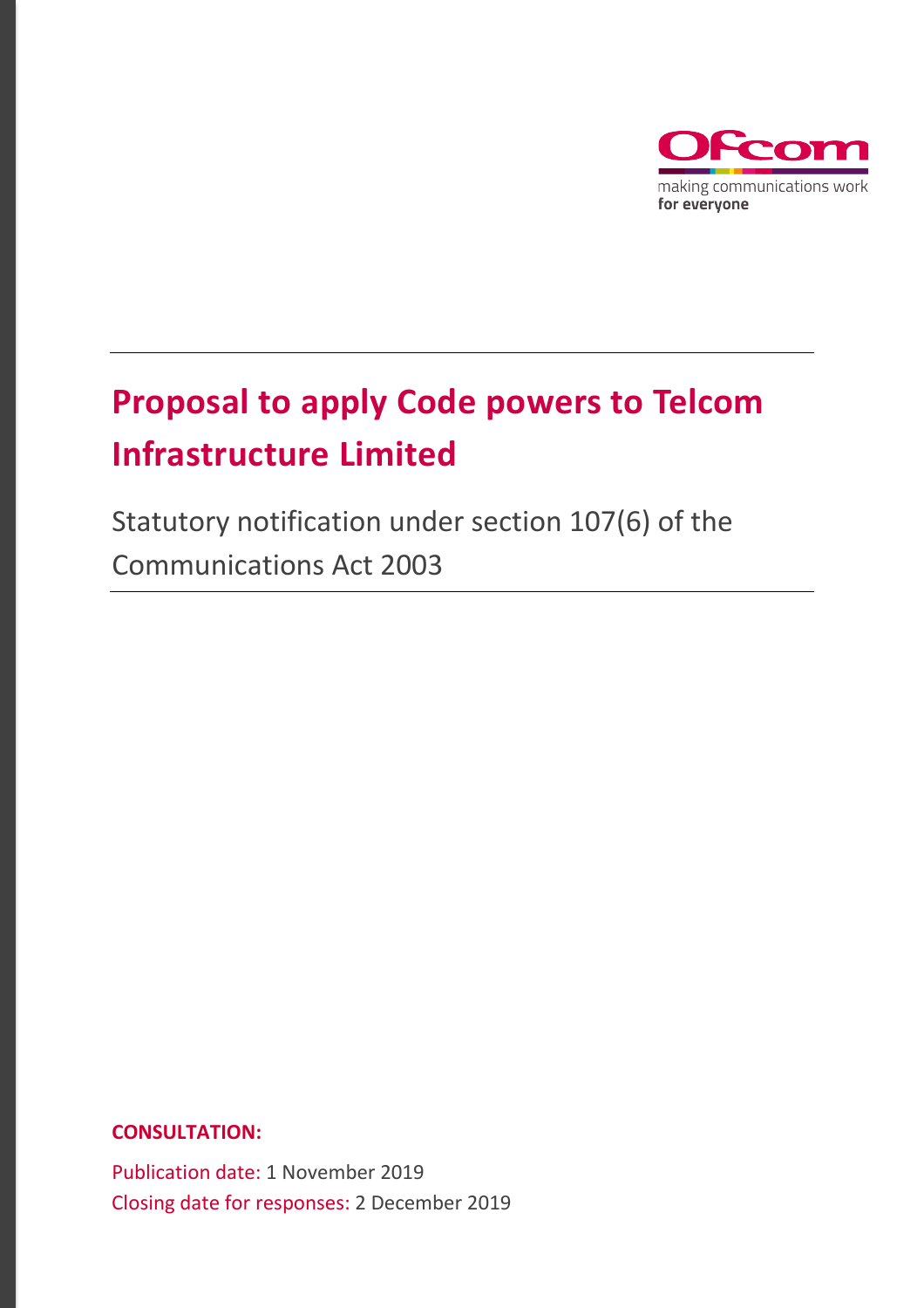# Proposal to apply Code powers to Telcom Infrastructure Limited

Statutory notification under section 107(6) of the Communications Act 2003

**CONSULTATION:**

Publication date: 1 November 2019

Closing date for responses: 2 December 2019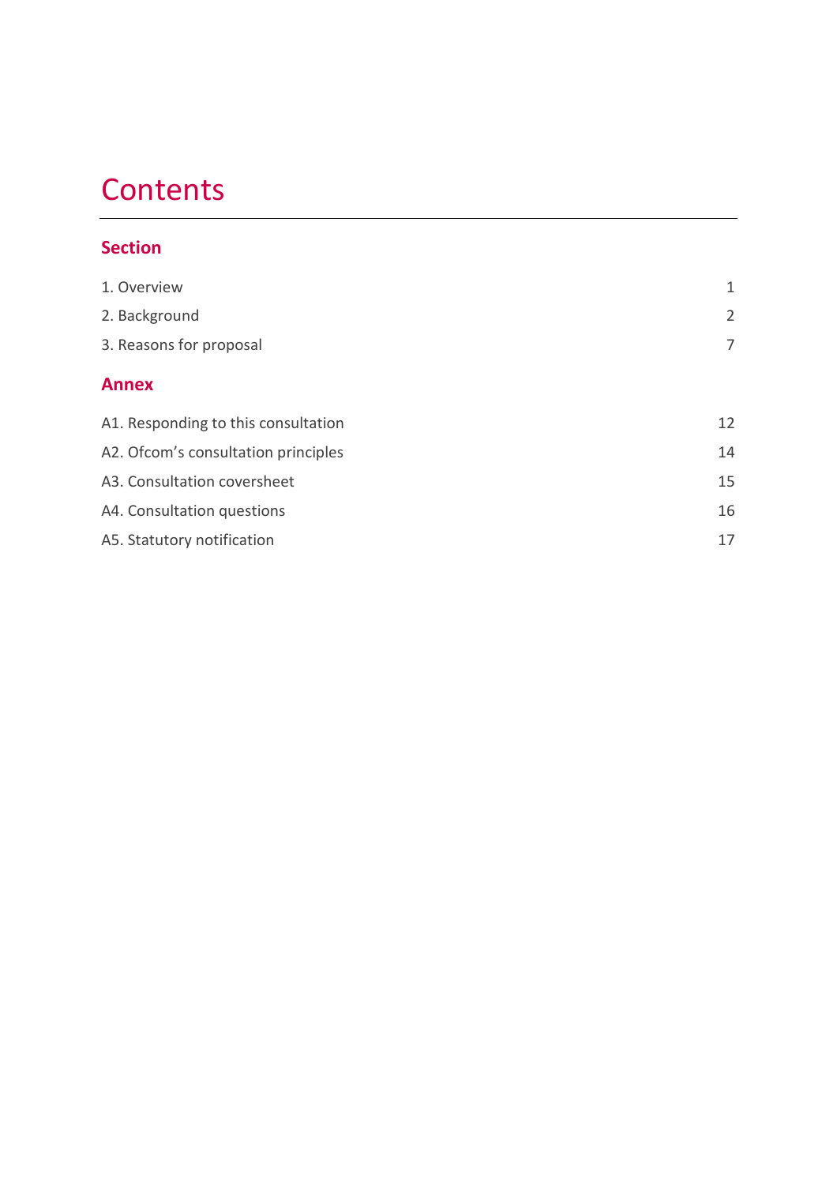# Contents

## Section

| | |
|---|---|
| 1. Overview | 1 |
| 2. Background | 2 |
| 3. Reasons for proposal | 7 |

## Annex

| | |
|---|---|
| A1. Responding to this consultation | 12 |
| A2. Ofcom's consultation principles | 14 |
| A3. Consultation coversheet | 15 |
| A4. Consultation questions | 16 |
| A5. Statutory notification | 17 |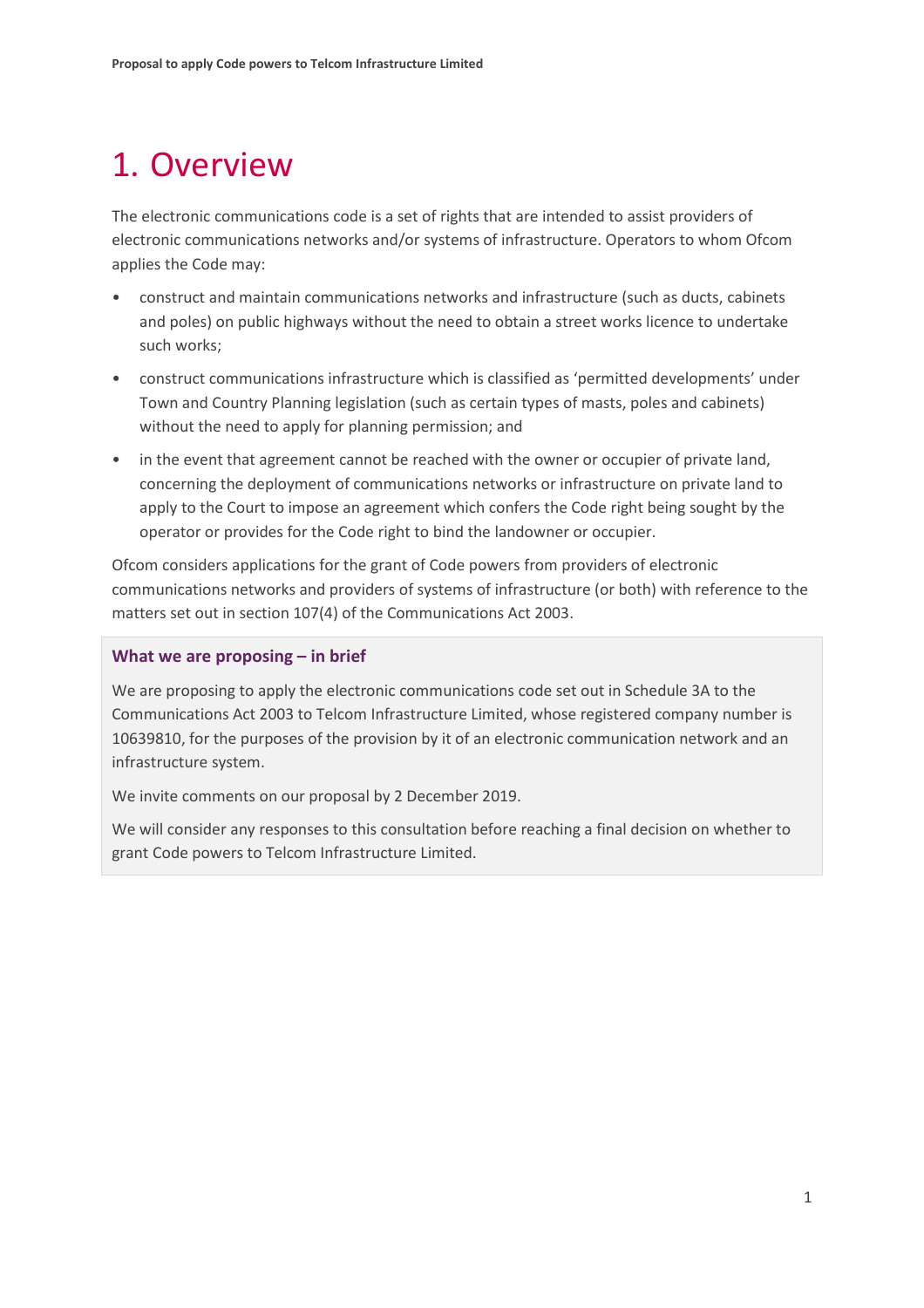# 1. Overview

The electronic communications code is a set of rights that are intended to assist providers of electronic communications networks and/or systems of infrastructure. Operators to whom Ofcom applies the Code may:

- construct and maintain communications networks and infrastructure (such as ducts, cabinets and poles) on public highways without the need to obtain a street works licence to undertake such works;
- construct communications infrastructure which is classified as 'permitted developments' under Town and Country Planning legislation (such as certain types of masts, poles and cabinets) without the need to apply for planning permission; and
- in the event that agreement cannot be reached with the owner or occupier of private land, concerning the deployment of communications networks or infrastructure on private land to apply to the Court to impose an agreement which confers the Code right being sought by the operator or provides for the Code right to bind the landowner or occupier.

Ofcom considers applications for the grant of Code powers from providers of electronic communications networks and providers of systems of infrastructure (or both) with reference to the matters set out in section 107(4) of the Communications Act 2003.

### What we are proposing – in brief

We are proposing to apply the electronic communications code set out in Schedule 3A to the Communications Act 2003 to Telcom Infrastructure Limited, whose registered company number is 10639810, for the purposes of the provision by it of an electronic communication network and an infrastructure system.

We invite comments on our proposal by 2 December 2019.

We will consider any responses to this consultation before reaching a final decision on whether to grant Code powers to Telcom Infrastructure Limited.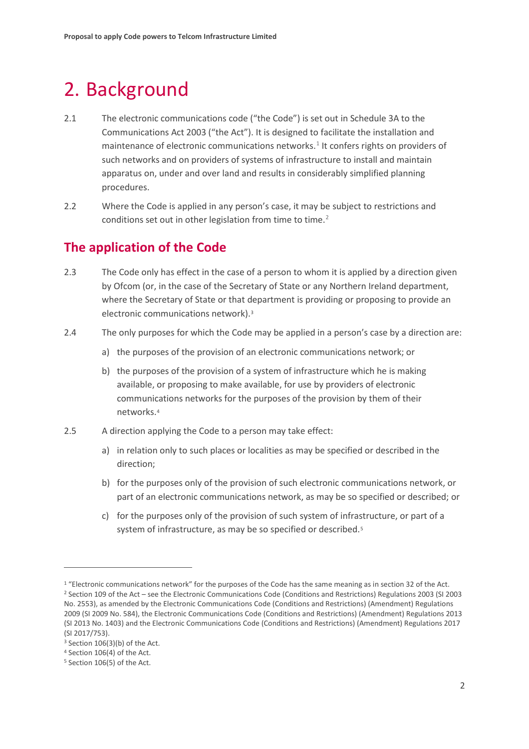# 2. Background

2.1 The electronic communications code ("the Code") is set out in Schedule 3A to the Communications Act 2003 ("the Act"). It is designed to facilitate the installation and maintenance of electronic communications networks.[1] It confers rights on providers of such networks and on providers of systems of infrastructure to install and maintain apparatus on, under and over land and results in considerably simplified planning procedures.

2.2 Where the Code is applied in any person's case, it may be subject to restrictions and conditions set out in other legislation from time to time.[2]

## The application of the Code

2.3 The Code only has effect in the case of a person to whom it is applied by a direction given by Ofcom (or, in the case of the Secretary of State or any Northern Ireland department, where the Secretary of State or that department is providing or proposing to provide an electronic communications network).[3]

2.4 The only purposes for which the Code may be applied in a person's case by a direction are:

a) the purposes of the provision of an electronic communications network; or

b) the purposes of the provision of a system of infrastructure which he is making available, or proposing to make available, for use by providers of electronic communications networks for the purposes of the provision by them of their networks.[4]

2.5 A direction applying the Code to a person may take effect:

a) in relation only to such places or localities as may be specified or described in the direction;

b) for the purposes only of the provision of such electronic communications network, or part of an electronic communications network, as may be so specified or described; or

c) for the purposes only of the provision of such system of infrastructure, or part of a system of infrastructure, as may be so specified or described.[5]

---

[1] "Electronic communications network" for the purposes of the Code has the same meaning as in section 32 of the Act.

[2] Section 109 of the Act – see the Electronic Communications Code (Conditions and Restrictions) Regulations 2003 (SI 2003 No. 2553), as amended by the Electronic Communications Code (Conditions and Restrictions) (Amendment) Regulations 2009 (SI 2009 No. 584), the Electronic Communications Code (Conditions and Restrictions) (Amendment) Regulations 2013 (SI 2013 No. 1403) and the Electronic Communications Code (Conditions and Restrictions) (Amendment) Regulations 2017 (SI 2017/753).

[3] Section 106(3)(b) of the Act.

[4] Section 106(4) of the Act.

[5] Section 106(5) of the Act.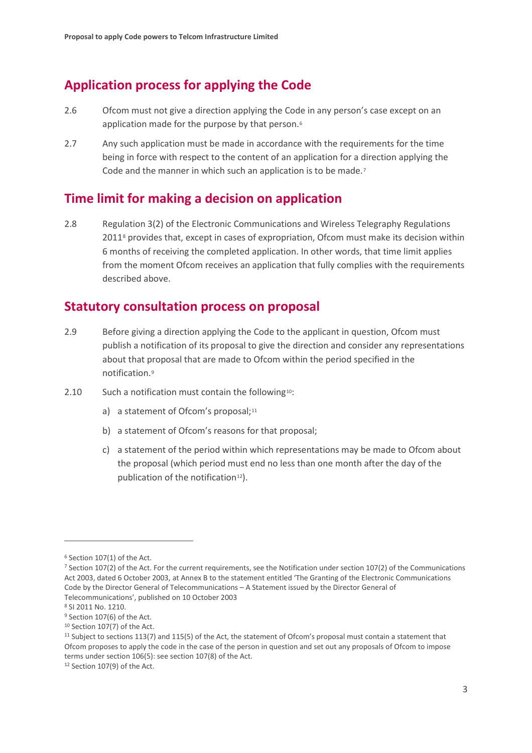## Application process for applying the Code

2.6 Ofcom must not give a direction applying the Code in any person's case except on an application made for the purpose by that person.[6]

2.7 Any such application must be made in accordance with the requirements for the time being in force with respect to the content of an application for a direction applying the Code and the manner in which such an application is to be made.[7]

## Time limit for making a decision on application

2.8 Regulation 3(2) of the Electronic Communications and Wireless Telegraphy Regulations 2011[8] provides that, except in cases of expropriation, Ofcom must make its decision within 6 months of receiving the completed application. In other words, that time limit applies from the moment Ofcom receives an application that fully complies with the requirements described above.

## Statutory consultation process on proposal

2.9 Before giving a direction applying the Code to the applicant in question, Ofcom must publish a notification of its proposal to give the direction and consider any representations about that proposal that are made to Ofcom within the period specified in the notification.[9]

2.10 Such a notification must contain the following[10]:

a) a statement of Ofcom's proposal;[11]

b) a statement of Ofcom's reasons for that proposal;

c) a statement of the period within which representations may be made to Ofcom about the proposal (which period must end no less than one month after the day of the publication of the notification[12]).

---

[6] Section 107(1) of the Act.

[7] Section 107(2) of the Act. For the current requirements, see the Notification under section 107(2) of the Communications Act 2003, dated 6 October 2003, at Annex B to the statement entitled 'The Granting of the Electronic Communications Code by the Director General of Telecommunications – A Statement issued by the Director General of Telecommunications', published on 10 October 2003

[8] SI 2011 No. 1210.

[9] Section 107(6) of the Act.

[10] Section 107(7) of the Act.

[11] Subject to sections 113(7) and 115(5) of the Act, the statement of Ofcom's proposal must contain a statement that Ofcom proposes to apply the code in the case of the person in question and set out any proposals of Ofcom to impose terms under section 106(5): see section 107(8) of the Act.

[12] Section 107(9) of the Act.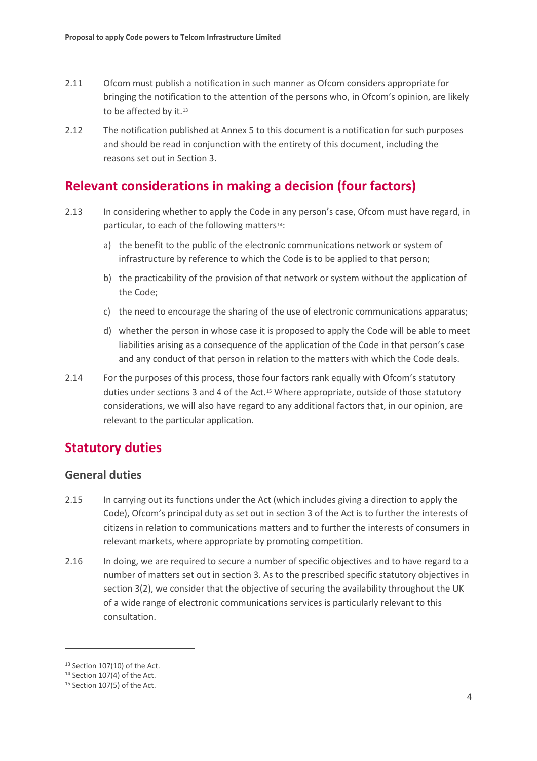2.11 Ofcom must publish a notification in such manner as Ofcom considers appropriate for bringing the notification to the attention of the persons who, in Ofcom's opinion, are likely to be affected by it.[13]

2.12 The notification published at Annex 5 to this document is a notification for such purposes and should be read in conjunction with the entirety of this document, including the reasons set out in Section 3.

## Relevant considerations in making a decision (four factors)

2.13 In considering whether to apply the Code in any person's case, Ofcom must have regard, in particular, to each of the following matters[14]:

a) the benefit to the public of the electronic communications network or system of infrastructure by reference to which the Code is to be applied to that person;

b) the practicability of the provision of that network or system without the application of the Code;

c) the need to encourage the sharing of the use of electronic communications apparatus;

d) whether the person in whose case it is proposed to apply the Code will be able to meet liabilities arising as a consequence of the application of the Code in that person's case and any conduct of that person in relation to the matters with which the Code deals.

2.14 For the purposes of this process, those four factors rank equally with Ofcom's statutory duties under sections 3 and 4 of the Act.[15] Where appropriate, outside of those statutory considerations, we will also have regard to any additional factors that, in our opinion, are relevant to the particular application.

## Statutory duties

### General duties

2.15 In carrying out its functions under the Act (which includes giving a direction to apply the Code), Ofcom's principal duty as set out in section 3 of the Act is to further the interests of citizens in relation to communications matters and to further the interests of consumers in relevant markets, where appropriate by promoting competition.

2.16 In doing, we are required to secure a number of specific objectives and to have regard to a number of matters set out in section 3. As to the prescribed specific statutory objectives in section 3(2), we consider that the objective of securing the availability throughout the UK of a wide range of electronic communications services is particularly relevant to this consultation.

---

[13] Section 107(10) of the Act.

[14] Section 107(4) of the Act.

[15] Section 107(5) of the Act.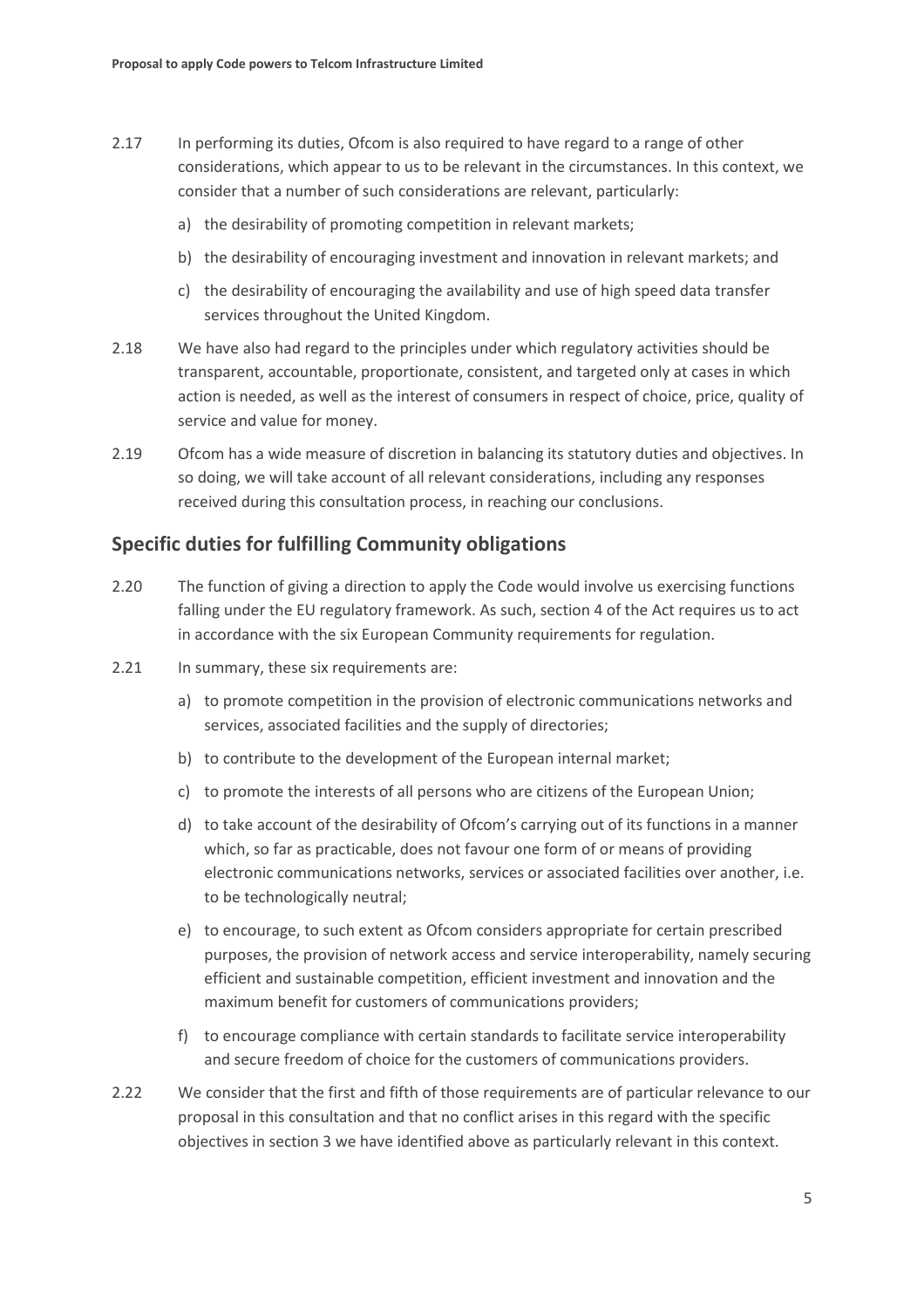2.17 In performing its duties, Ofcom is also required to have regard to a range of other considerations, which appear to us to be relevant in the circumstances. In this context, we consider that a number of such considerations are relevant, particularly:

a) the desirability of promoting competition in relevant markets;

b) the desirability of encouraging investment and innovation in relevant markets; and

c) the desirability of encouraging the availability and use of high speed data transfer services throughout the United Kingdom.

2.18 We have also had regard to the principles under which regulatory activities should be transparent, accountable, proportionate, consistent, and targeted only at cases in which action is needed, as well as the interest of consumers in respect of choice, price, quality of service and value for money.

2.19 Ofcom has a wide measure of discretion in balancing its statutory duties and objectives. In so doing, we will take account of all relevant considerations, including any responses received during this consultation process, in reaching our conclusions.

## Specific duties for fulfilling Community obligations

2.20 The function of giving a direction to apply the Code would involve us exercising functions falling under the EU regulatory framework. As such, section 4 of the Act requires us to act in accordance with the six European Community requirements for regulation.

2.21 In summary, these six requirements are:

a) to promote competition in the provision of electronic communications networks and services, associated facilities and the supply of directories;

b) to contribute to the development of the European internal market;

c) to promote the interests of all persons who are citizens of the European Union;

d) to take account of the desirability of Ofcom's carrying out of its functions in a manner which, so far as practicable, does not favour one form of or means of providing electronic communications networks, services or associated facilities over another, i.e. to be technologically neutral;

e) to encourage, to such extent as Ofcom considers appropriate for certain prescribed purposes, the provision of network access and service interoperability, namely securing efficient and sustainable competition, efficient investment and innovation and the maximum benefit for customers of communications providers;

f) to encourage compliance with certain standards to facilitate service interoperability and secure freedom of choice for the customers of communications providers.

2.22 We consider that the first and fifth of those requirements are of particular relevance to our proposal in this consultation and that no conflict arises in this regard with the specific objectives in section 3 we have identified above as particularly relevant in this context.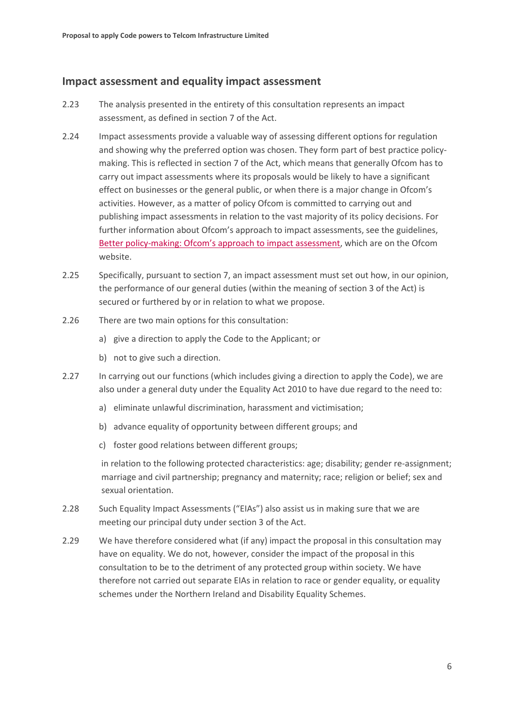## Impact assessment and equality impact assessment

2.23 The analysis presented in the entirety of this consultation represents an impact assessment, as defined in section 7 of the Act.

2.24 Impact assessments provide a valuable way of assessing different options for regulation and showing why the preferred option was chosen. They form part of best practice policy-making. This is reflected in section 7 of the Act, which means that generally Ofcom has to carry out impact assessments where its proposals would be likely to have a significant effect on businesses or the general public, or when there is a major change in Ofcom's activities. However, as a matter of policy Ofcom is committed to carrying out and publishing impact assessments in relation to the vast majority of its policy decisions. For further information about Ofcom's approach to impact assessments, see the guidelines, Better policy-making: Ofcom's approach to impact assessment, which are on the Ofcom website.

2.25 Specifically, pursuant to section 7, an impact assessment must set out how, in our opinion, the performance of our general duties (within the meaning of section 3 of the Act) is secured or furthered by or in relation to what we propose.

2.26 There are two main options for this consultation:

a) give a direction to apply the Code to the Applicant; or

b) not to give such a direction.

2.27 In carrying out our functions (which includes giving a direction to apply the Code), we are also under a general duty under the Equality Act 2010 to have due regard to the need to:

a) eliminate unlawful discrimination, harassment and victimisation;

b) advance equality of opportunity between different groups; and

c) foster good relations between different groups;

in relation to the following protected characteristics: age; disability; gender re-assignment; marriage and civil partnership; pregnancy and maternity; race; religion or belief; sex and sexual orientation.

2.28 Such Equality Impact Assessments ("EIAs") also assist us in making sure that we are meeting our principal duty under section 3 of the Act.

2.29 We have therefore considered what (if any) impact the proposal in this consultation may have on equality. We do not, however, consider the impact of the proposal in this consultation to be to the detriment of any protected group within society. We have therefore not carried out separate EIAs in relation to race or gender equality, or equality schemes under the Northern Ireland and Disability Equality Schemes.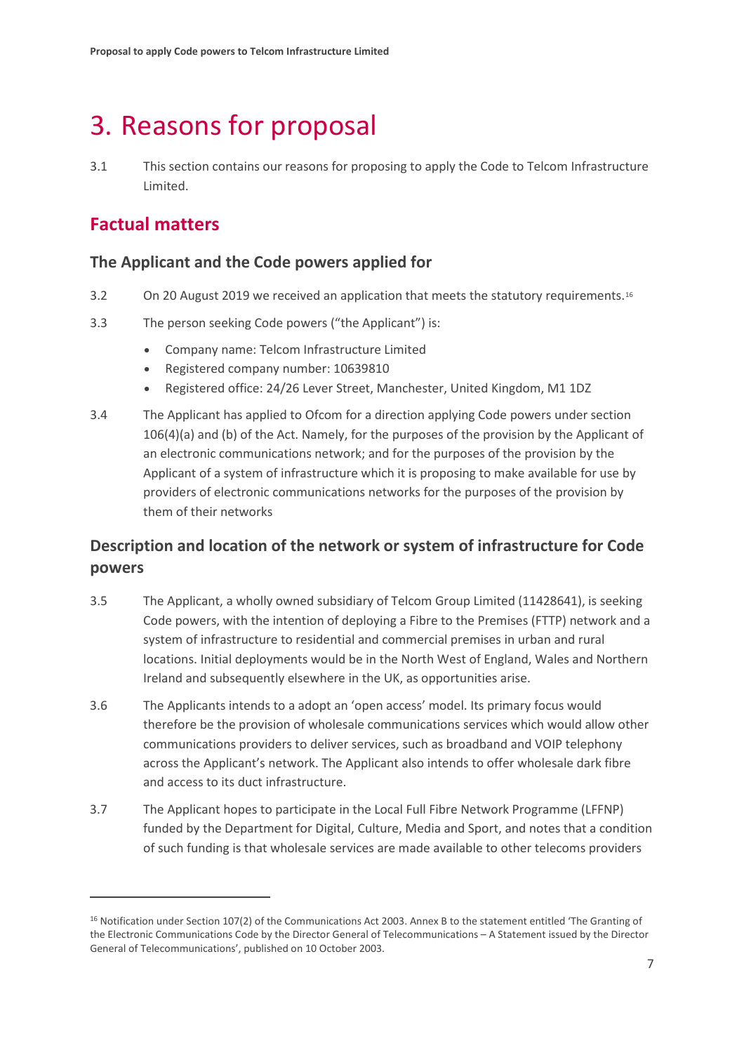# 3. Reasons for proposal

3.1 This section contains our reasons for proposing to apply the Code to Telcom Infrastructure Limited.

## Factual matters

### The Applicant and the Code powers applied for

3.2 On 20 August 2019 we received an application that meets the statutory requirements.[16]

3.3 The person seeking Code powers ("the Applicant") is:

- Company name: Telcom Infrastructure Limited
- Registered company number: 10639810
- Registered office: 24/26 Lever Street, Manchester, United Kingdom, M1 1DZ

3.4 The Applicant has applied to Ofcom for a direction applying Code powers under section 106(4)(a) and (b) of the Act. Namely, for the purposes of the provision by the Applicant of an electronic communications network; and for the purposes of the provision by the Applicant of a system of infrastructure which it is proposing to make available for use by providers of electronic communications networks for the purposes of the provision by them of their networks

### Description and location of the network or system of infrastructure for Code powers

3.5 The Applicant, a wholly owned subsidiary of Telcom Group Limited (11428641), is seeking Code powers, with the intention of deploying a Fibre to the Premises (FTTP) network and a system of infrastructure to residential and commercial premises in urban and rural locations. Initial deployments would be in the North West of England, Wales and Northern Ireland and subsequently elsewhere in the UK, as opportunities arise.

3.6 The Applicants intends to a adopt an 'open access' model. Its primary focus would therefore be the provision of wholesale communications services which would allow other communications providers to deliver services, such as broadband and VOIP telephony across the Applicant's network. The Applicant also intends to offer wholesale dark fibre and access to its duct infrastructure.

3.7 The Applicant hopes to participate in the Local Full Fibre Network Programme (LFFNP) funded by the Department for Digital, Culture, Media and Sport, and notes that a condition of such funding is that wholesale services are made available to other telecoms providers

---

[16] Notification under Section 107(2) of the Communications Act 2003. Annex B to the statement entitled 'The Granting of the Electronic Communications Code by the Director General of Telecommunications – A Statement issued by the Director General of Telecommunications', published on 10 October 2003.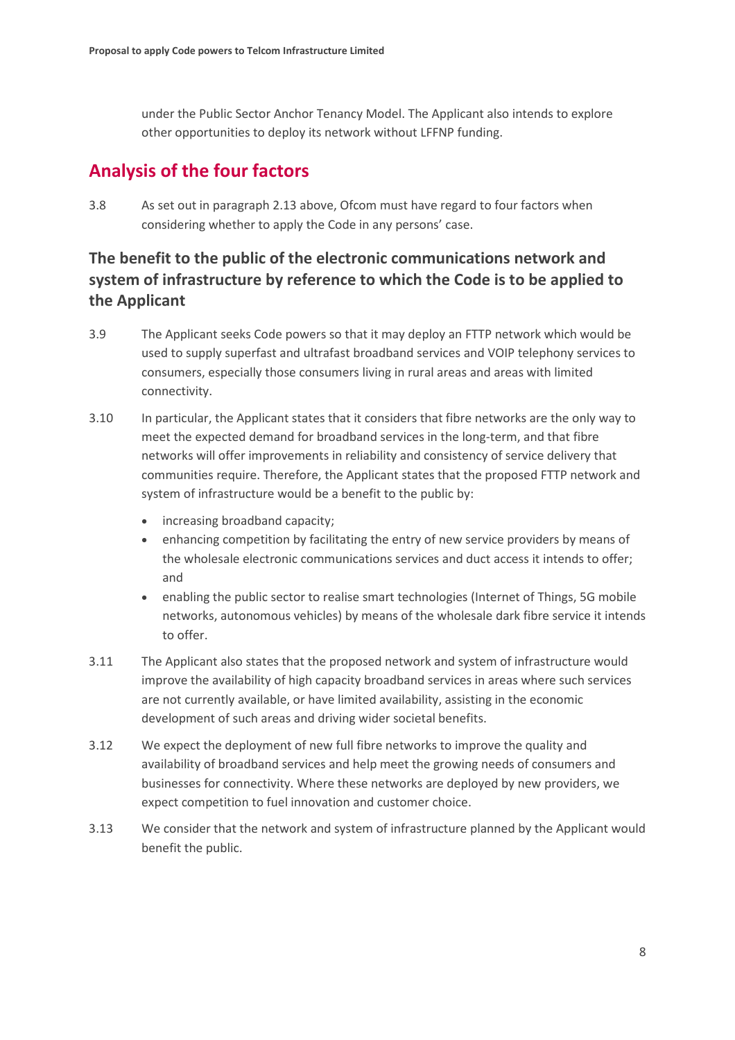under the Public Sector Anchor Tenancy Model. The Applicant also intends to explore other opportunities to deploy its network without LFFNP funding.

## Analysis of the four factors

3.8 As set out in paragraph 2.13 above, Ofcom must have regard to four factors when considering whether to apply the Code in any persons' case.

### The benefit to the public of the electronic communications network and system of infrastructure by reference to which the Code is to be applied to the Applicant

3.9 The Applicant seeks Code powers so that it may deploy an FTTP network which would be used to supply superfast and ultrafast broadband services and VOIP telephony services to consumers, especially those consumers living in rural areas and areas with limited connectivity.

3.10 In particular, the Applicant states that it considers that fibre networks are the only way to meet the expected demand for broadband services in the long-term, and that fibre networks will offer improvements in reliability and consistency of service delivery that communities require. Therefore, the Applicant states that the proposed FTTP network and system of infrastructure would be a benefit to the public by:

- increasing broadband capacity;
- enhancing competition by facilitating the entry of new service providers by means of the wholesale electronic communications services and duct access it intends to offer; and
- enabling the public sector to realise smart technologies (Internet of Things, 5G mobile networks, autonomous vehicles) by means of the wholesale dark fibre service it intends to offer.

3.11 The Applicant also states that the proposed network and system of infrastructure would improve the availability of high capacity broadband services in areas where such services are not currently available, or have limited availability, assisting in the economic development of such areas and driving wider societal benefits.

3.12 We expect the deployment of new full fibre networks to improve the quality and availability of broadband services and help meet the growing needs of consumers and businesses for connectivity. Where these networks are deployed by new providers, we expect competition to fuel innovation and customer choice.

3.13 We consider that the network and system of infrastructure planned by the Applicant would benefit the public.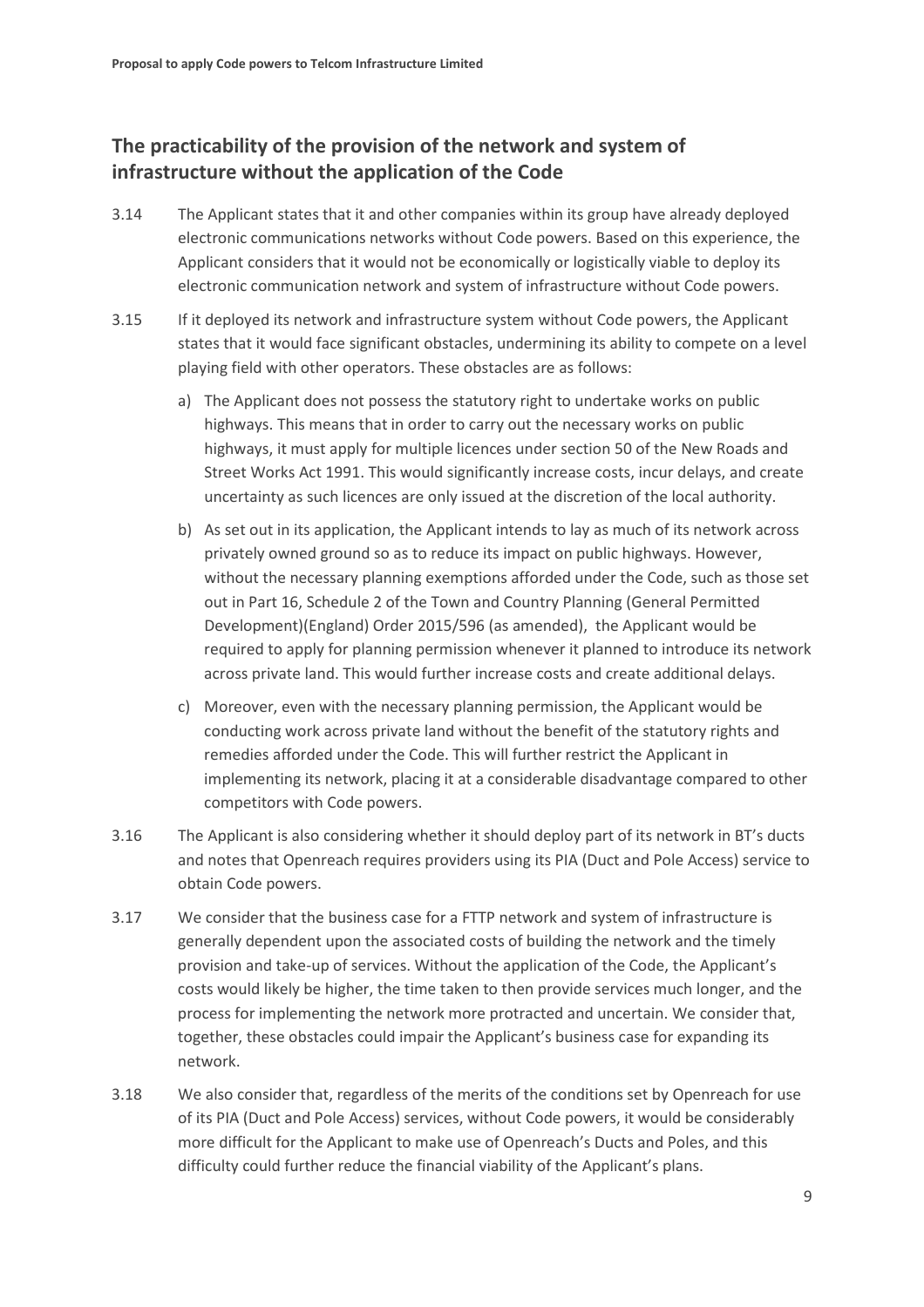## The practicability of the provision of the network and system of infrastructure without the application of the Code

3.14 The Applicant states that it and other companies within its group have already deployed electronic communications networks without Code powers. Based on this experience, the Applicant considers that it would not be economically or logistically viable to deploy its electronic communication network and system of infrastructure without Code powers.

3.15 If it deployed its network and infrastructure system without Code powers, the Applicant states that it would face significant obstacles, undermining its ability to compete on a level playing field with other operators. These obstacles are as follows:

a) The Applicant does not possess the statutory right to undertake works on public highways. This means that in order to carry out the necessary works on public highways, it must apply for multiple licences under section 50 of the New Roads and Street Works Act 1991. This would significantly increase costs, incur delays, and create uncertainty as such licences are only issued at the discretion of the local authority.

b) As set out in its application, the Applicant intends to lay as much of its network across privately owned ground so as to reduce its impact on public highways. However, without the necessary planning exemptions afforded under the Code, such as those set out in Part 16, Schedule 2 of the Town and Country Planning (General Permitted Development)(England) Order 2015/596 (as amended), the Applicant would be required to apply for planning permission whenever it planned to introduce its network across private land. This would further increase costs and create additional delays.

c) Moreover, even with the necessary planning permission, the Applicant would be conducting work across private land without the benefit of the statutory rights and remedies afforded under the Code. This will further restrict the Applicant in implementing its network, placing it at a considerable disadvantage compared to other competitors with Code powers.

3.16 The Applicant is also considering whether it should deploy part of its network in BT's ducts and notes that Openreach requires providers using its PIA (Duct and Pole Access) service to obtain Code powers.

3.17 We consider that the business case for a FTTP network and system of infrastructure is generally dependent upon the associated costs of building the network and the timely provision and take-up of services. Without the application of the Code, the Applicant's costs would likely be higher, the time taken to then provide services much longer, and the process for implementing the network more protracted and uncertain. We consider that, together, these obstacles could impair the Applicant's business case for expanding its network.

3.18 We also consider that, regardless of the merits of the conditions set by Openreach for use of its PIA (Duct and Pole Access) services, without Code powers, it would be considerably more difficult for the Applicant to make use of Openreach's Ducts and Poles, and this difficulty could further reduce the financial viability of the Applicant's plans.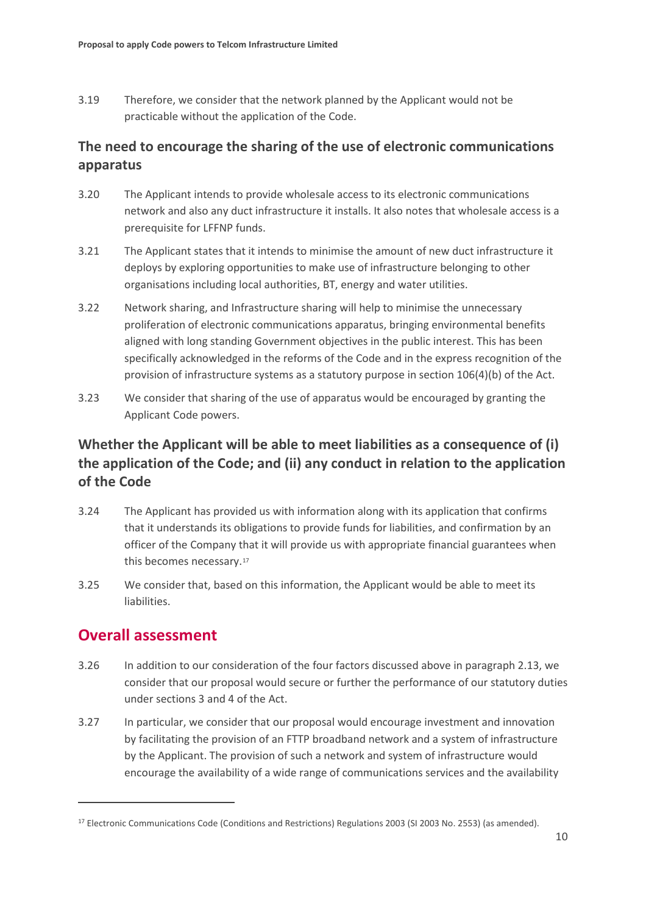3.19 Therefore, we consider that the network planned by the Applicant would not be practicable without the application of the Code.

### The need to encourage the sharing of the use of electronic communications apparatus

3.20 The Applicant intends to provide wholesale access to its electronic communications network and also any duct infrastructure it installs. It also notes that wholesale access is a prerequisite for LFFNP funds.

3.21 The Applicant states that it intends to minimise the amount of new duct infrastructure it deploys by exploring opportunities to make use of infrastructure belonging to other organisations including local authorities, BT, energy and water utilities.

3.22 Network sharing, and Infrastructure sharing will help to minimise the unnecessary proliferation of electronic communications apparatus, bringing environmental benefits aligned with long standing Government objectives in the public interest. This has been specifically acknowledged in the reforms of the Code and in the express recognition of the provision of infrastructure systems as a statutory purpose in section 106(4)(b) of the Act.

3.23 We consider that sharing of the use of apparatus would be encouraged by granting the Applicant Code powers.

### Whether the Applicant will be able to meet liabilities as a consequence of (i) the application of the Code; and (ii) any conduct in relation to the application of the Code

3.24 The Applicant has provided us with information along with its application that confirms that it understands its obligations to provide funds for liabilities, and confirmation by an officer of the Company that it will provide us with appropriate financial guarantees when this becomes necessary.[17]

3.25 We consider that, based on this information, the Applicant would be able to meet its liabilities.

## Overall assessment

3.26 In addition to our consideration of the four factors discussed above in paragraph 2.13, we consider that our proposal would secure or further the performance of our statutory duties under sections 3 and 4 of the Act.

3.27 In particular, we consider that our proposal would encourage investment and innovation by facilitating the provision of an FTTP broadband network and a system of infrastructure by the Applicant. The provision of such a network and system of infrastructure would encourage the availability of a wide range of communications services and the availability

[17] Electronic Communications Code (Conditions and Restrictions) Regulations 2003 (SI 2003 No. 2553) (as amended).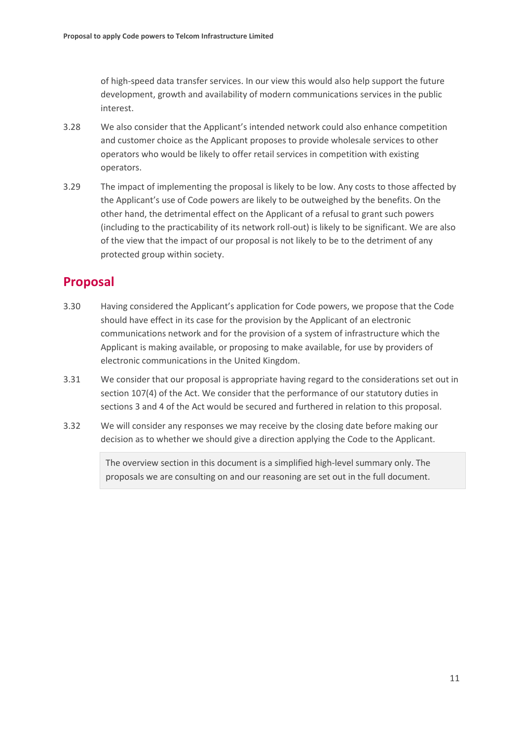of high-speed data transfer services. In our view this would also help support the future development, growth and availability of modern communications services in the public interest.

3.28 We also consider that the Applicant's intended network could also enhance competition and customer choice as the Applicant proposes to provide wholesale services to other operators who would be likely to offer retail services in competition with existing operators.

3.29 The impact of implementing the proposal is likely to be low. Any costs to those affected by the Applicant's use of Code powers are likely to be outweighed by the benefits. On the other hand, the detrimental effect on the Applicant of a refusal to grant such powers (including to the practicability of its network roll-out) is likely to be significant. We are also of the view that the impact of our proposal is not likely to be to the detriment of any protected group within society.

## Proposal

3.30 Having considered the Applicant's application for Code powers, we propose that the Code should have effect in its case for the provision by the Applicant of an electronic communications network and for the provision of a system of infrastructure which the Applicant is making available, or proposing to make available, for use by providers of electronic communications in the United Kingdom.

3.31 We consider that our proposal is appropriate having regard to the considerations set out in section 107(4) of the Act. We consider that the performance of our statutory duties in sections 3 and 4 of the Act would be secured and furthered in relation to this proposal.

3.32 We will consider any responses we may receive by the closing date before making our decision as to whether we should give a direction applying the Code to the Applicant.

> The overview section in this document is a simplified high-level summary only. The proposals we are consulting on and our reasoning are set out in the full document.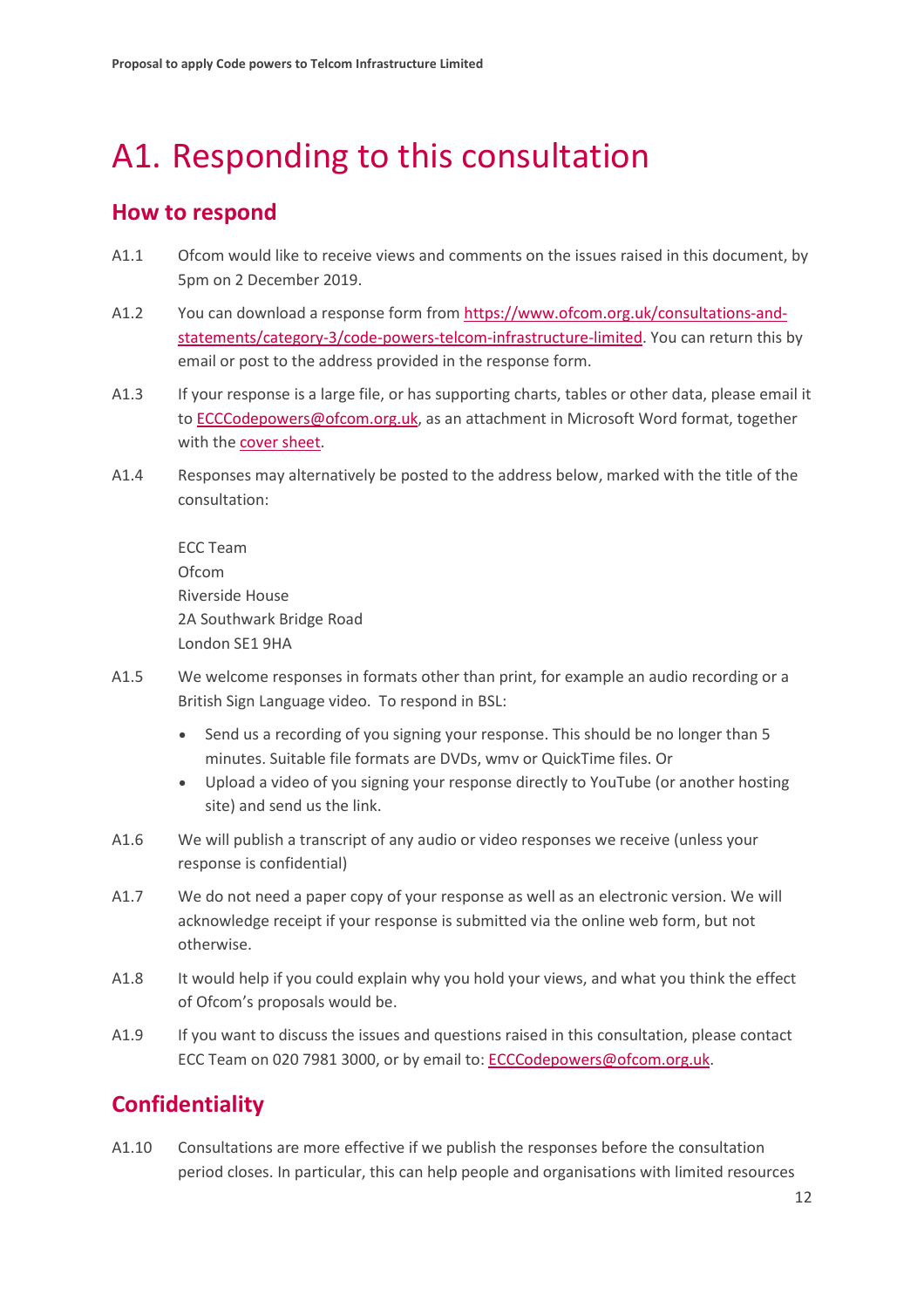# A1. Responding to this consultation

## How to respond

A1.1 Ofcom would like to receive views and comments on the issues raised in this document, by 5pm on 2 December 2019.

A1.2 You can download a response form from [https://www.ofcom.org.uk/consultations-and-statements/category-3/code-powers-telcom-infrastructure-limited](https://www.ofcom.org.uk/consultations-and-statements/category-3/code-powers-telcom-infrastructure-limited). You can return this by email or post to the address provided in the response form.

A1.3 If your response is a large file, or has supporting charts, tables or other data, please email it to ECCCodepowers@ofcom.org.uk, as an attachment in Microsoft Word format, together with the cover sheet.

A1.4 Responses may alternatively be posted to the address below, marked with the title of the consultation:

ECC Team
Ofcom
Riverside House
2A Southwark Bridge Road
London SE1 9HA

A1.5 We welcome responses in formats other than print, for example an audio recording or a British Sign Language video. To respond in BSL:

- Send us a recording of you signing your response. This should be no longer than 5 minutes. Suitable file formats are DVDs, wmv or QuickTime files. Or
- Upload a video of you signing your response directly to YouTube (or another hosting site) and send us the link.

A1.6 We will publish a transcript of any audio or video responses we receive (unless your response is confidential)

A1.7 We do not need a paper copy of your response as well as an electronic version. We will acknowledge receipt if your response is submitted via the online web form, but not otherwise.

A1.8 It would help if you could explain why you hold your views, and what you think the effect of Ofcom's proposals would be.

A1.9 If you want to discuss the issues and questions raised in this consultation, please contact ECC Team on 020 7981 3000, or by email to: ECCCodepowers@ofcom.org.uk.

## Confidentiality

A1.10 Consultations are more effective if we publish the responses before the consultation period closes. In particular, this can help people and organisations with limited resources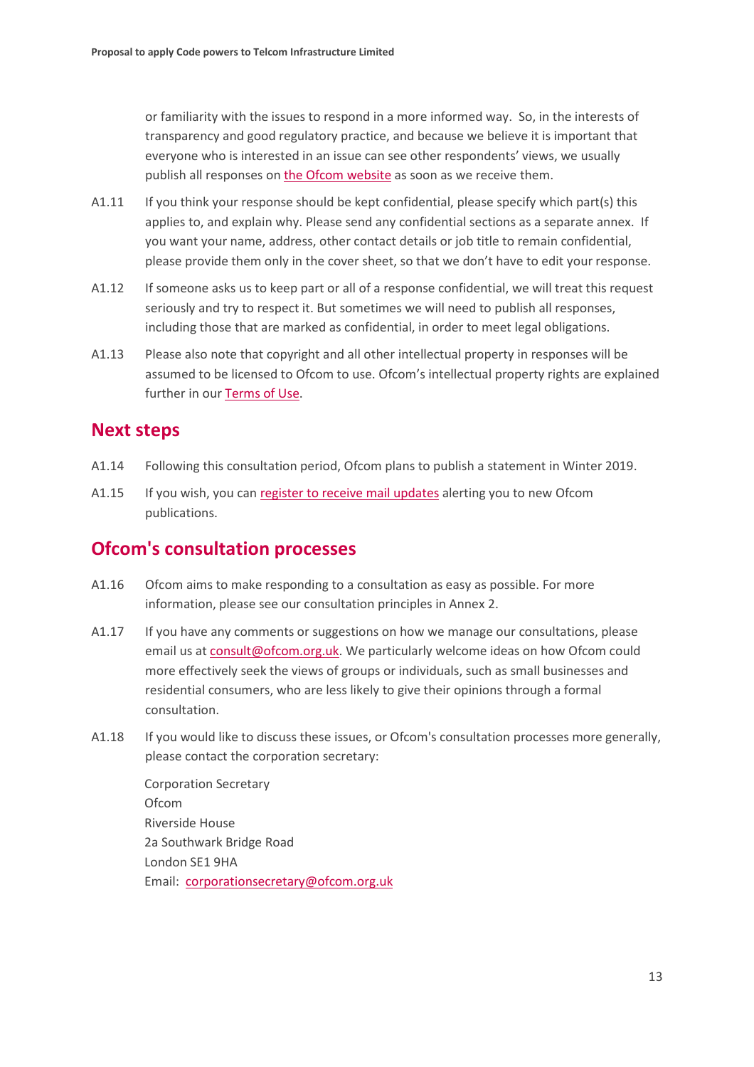or familiarity with the issues to respond in a more informed way. So, in the interests of transparency and good regulatory practice, and because we believe it is important that everyone who is interested in an issue can see other respondents' views, we usually publish all responses on the Ofcom website as soon as we receive them.

A1.11 If you think your response should be kept confidential, please specify which part(s) this applies to, and explain why. Please send any confidential sections as a separate annex. If you want your name, address, other contact details or job title to remain confidential, please provide them only in the cover sheet, so that we don't have to edit your response.

A1.12 If someone asks us to keep part or all of a response confidential, we will treat this request seriously and try to respect it. But sometimes we will need to publish all responses, including those that are marked as confidential, in order to meet legal obligations.

A1.13 Please also note that copyright and all other intellectual property in responses will be assumed to be licensed to Ofcom to use. Ofcom's intellectual property rights are explained further in our Terms of Use.

## Next steps

A1.14 Following this consultation period, Ofcom plans to publish a statement in Winter 2019.

A1.15 If you wish, you can register to receive mail updates alerting you to new Ofcom publications.

## Ofcom's consultation processes

A1.16 Ofcom aims to make responding to a consultation as easy as possible. For more information, please see our consultation principles in Annex 2.

A1.17 If you have any comments or suggestions on how we manage our consultations, please email us at consult@ofcom.org.uk. We particularly welcome ideas on how Ofcom could more effectively seek the views of groups or individuals, such as small businesses and residential consumers, who are less likely to give their opinions through a formal consultation.

A1.18 If you would like to discuss these issues, or Ofcom's consultation processes more generally, please contact the corporation secretary:

Corporation Secretary
Ofcom
Riverside House
2a Southwark Bridge Road
London SE1 9HA
Email: corporationsecretary@ofcom.org.uk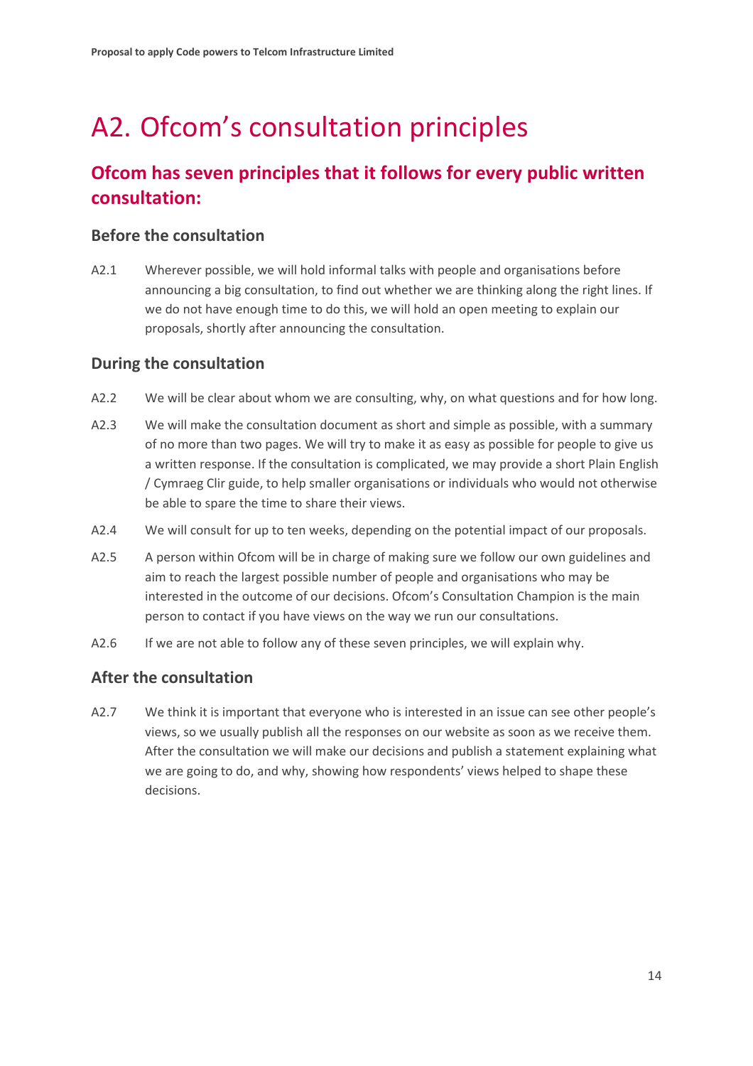# A2. Ofcom's consultation principles

## Ofcom has seven principles that it follows for every public written consultation:

### Before the consultation

A2.1 Wherever possible, we will hold informal talks with people and organisations before announcing a big consultation, to find out whether we are thinking along the right lines. If we do not have enough time to do this, we will hold an open meeting to explain our proposals, shortly after announcing the consultation.

### During the consultation

A2.2 We will be clear about whom we are consulting, why, on what questions and for how long.

A2.3 We will make the consultation document as short and simple as possible, with a summary of no more than two pages. We will try to make it as easy as possible for people to give us a written response. If the consultation is complicated, we may provide a short Plain English / Cymraeg Clir guide, to help smaller organisations or individuals who would not otherwise be able to spare the time to share their views.

A2.4 We will consult for up to ten weeks, depending on the potential impact of our proposals.

A2.5 A person within Ofcom will be in charge of making sure we follow our own guidelines and aim to reach the largest possible number of people and organisations who may be interested in the outcome of our decisions. Ofcom's Consultation Champion is the main person to contact if you have views on the way we run our consultations.

A2.6 If we are not able to follow any of these seven principles, we will explain why.

### After the consultation

A2.7 We think it is important that everyone who is interested in an issue can see other people's views, so we usually publish all the responses on our website as soon as we receive them. After the consultation we will make our decisions and publish a statement explaining what we are going to do, and why, showing how respondents' views helped to shape these decisions.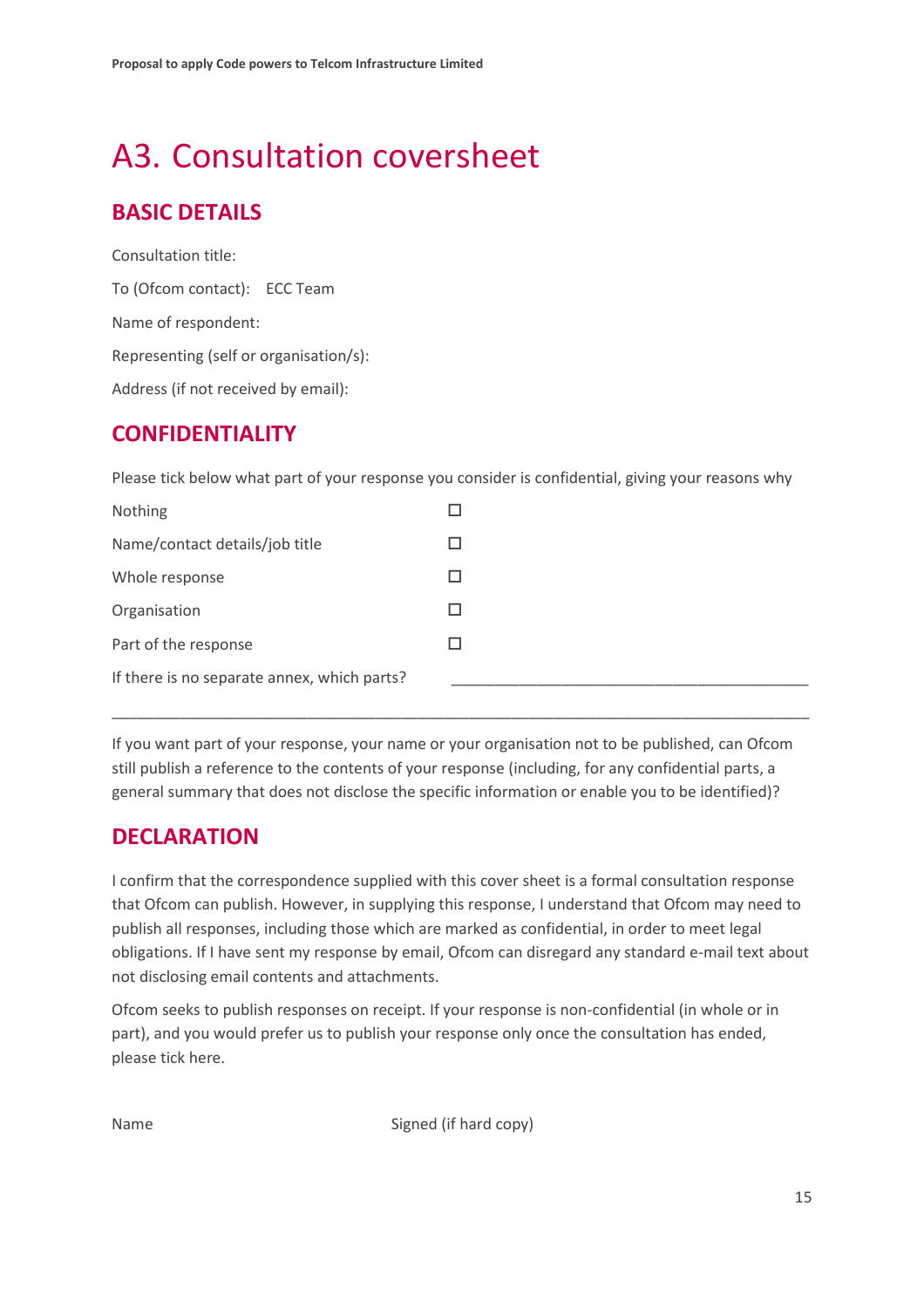# A3. Consultation coversheet

## BASIC DETAILS

Consultation title:

To (Ofcom contact): ECC Team

Name of respondent:

Representing (self or organisation/s):

Address (if not received by email):

## CONFIDENTIALITY

Please tick below what part of your response you consider is confidential, giving your reasons why

| | |
|---|---|
| Nothing | ☐ |
| Name/contact details/job title | ☐ |
| Whole response | ☐ |
| Organisation | ☐ |
| Part of the response | ☐ |
| If there is no separate annex, which parts? | ___________________________________________ |

___________________________________________________________________________________

If you want part of your response, your name or your organisation not to be published, can Ofcom still publish a reference to the contents of your response (including, for any confidential parts, a general summary that does not disclose the specific information or enable you to be identified)?

## DECLARATION

I confirm that the correspondence supplied with this cover sheet is a formal consultation response that Ofcom can publish. However, in supplying this response, I understand that Ofcom may need to publish all responses, including those which are marked as confidential, in order to meet legal obligations. If I have sent my response by email, Ofcom can disregard any standard e-mail text about not disclosing email contents and attachments.

Ofcom seeks to publish responses on receipt. If your response is non-confidential (in whole or in part), and you would prefer us to publish your response only once the consultation has ended, please tick here.

Name                                        Signed (if hard copy)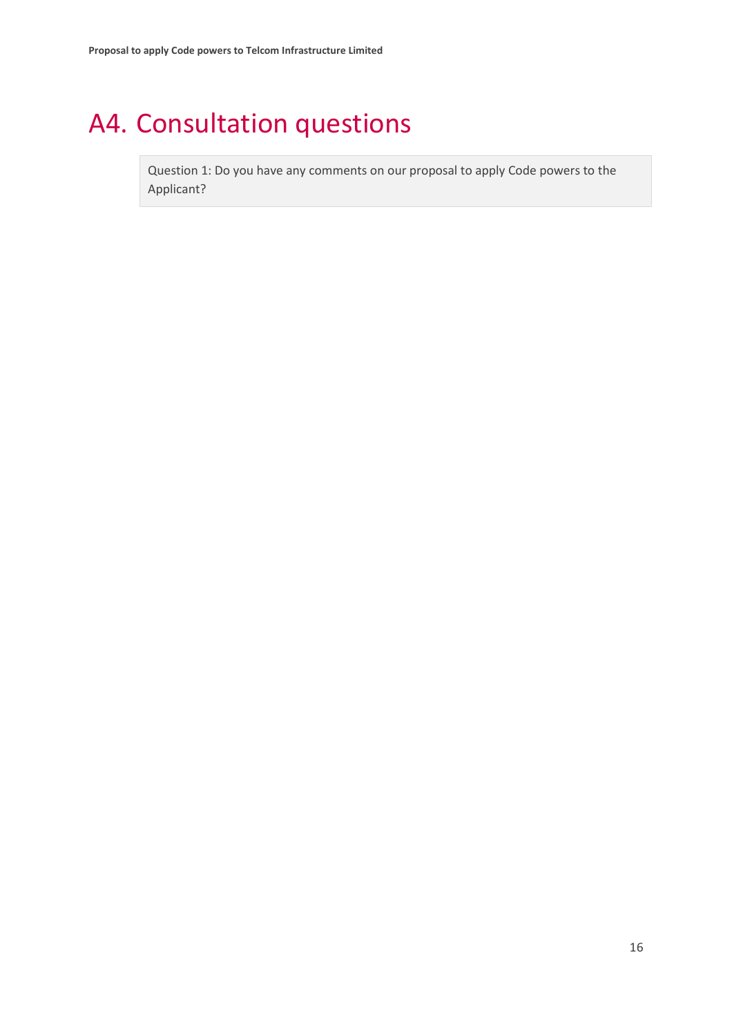# A4. Consultation questions

> Question 1: Do you have any comments on our proposal to apply Code powers to the Applicant?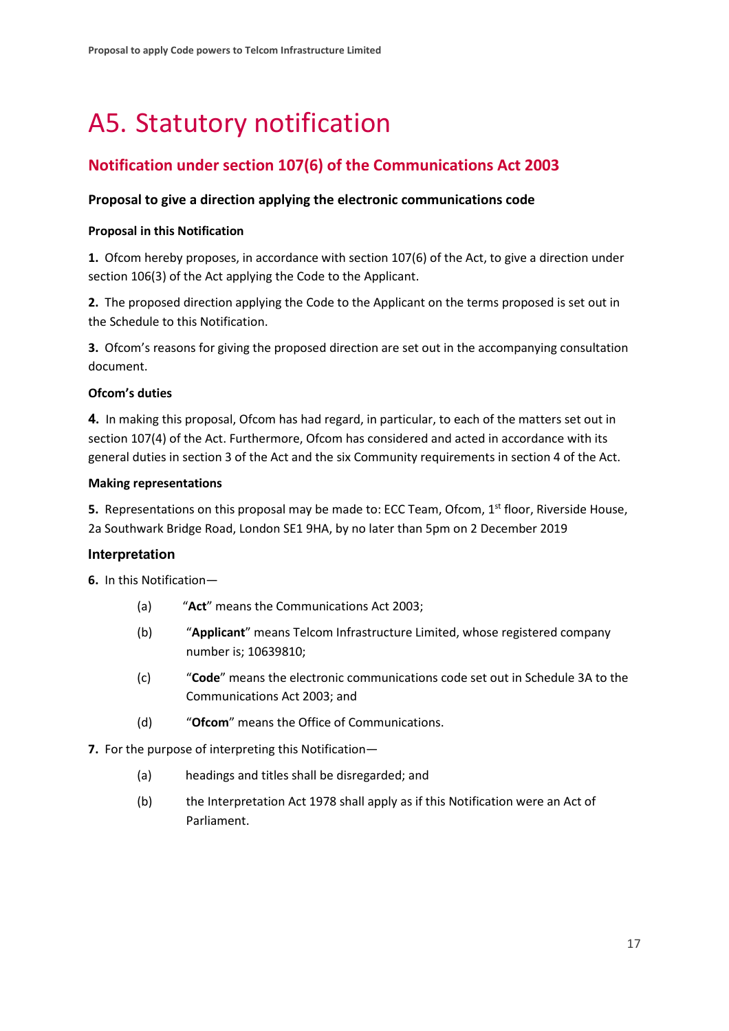# A5. Statutory notification

## Notification under section 107(6) of the Communications Act 2003

### Proposal to give a direction applying the electronic communications code

#### Proposal in this Notification

**1.** Ofcom hereby proposes, in accordance with section 107(6) of the Act, to give a direction under section 106(3) of the Act applying the Code to the Applicant.

**2.** The proposed direction applying the Code to the Applicant on the terms proposed is set out in the Schedule to this Notification.

**3.** Ofcom's reasons for giving the proposed direction are set out in the accompanying consultation document.

#### Ofcom's duties

**4.** In making this proposal, Ofcom has had regard, in particular, to each of the matters set out in section 107(4) of the Act. Furthermore, Ofcom has considered and acted in accordance with its general duties in section 3 of the Act and the six Community requirements in section 4 of the Act.

#### Making representations

**5.** Representations on this proposal may be made to: ECC Team, Ofcom, 1st floor, Riverside House, 2a Southwark Bridge Road, London SE1 9HA, by no later than 5pm on 2 December 2019

#### Interpretation

**6.** In this Notification—

(a) "**Act**" means the Communications Act 2003;

(b) "**Applicant**" means Telcom Infrastructure Limited, whose registered company number is; 10639810;

(c) "**Code**" means the electronic communications code set out in Schedule 3A to the Communications Act 2003; and

(d) "**Ofcom**" means the Office of Communications.

**7.** For the purpose of interpreting this Notification—

(a) headings and titles shall be disregarded; and

(b) the Interpretation Act 1978 shall apply as if this Notification were an Act of Parliament.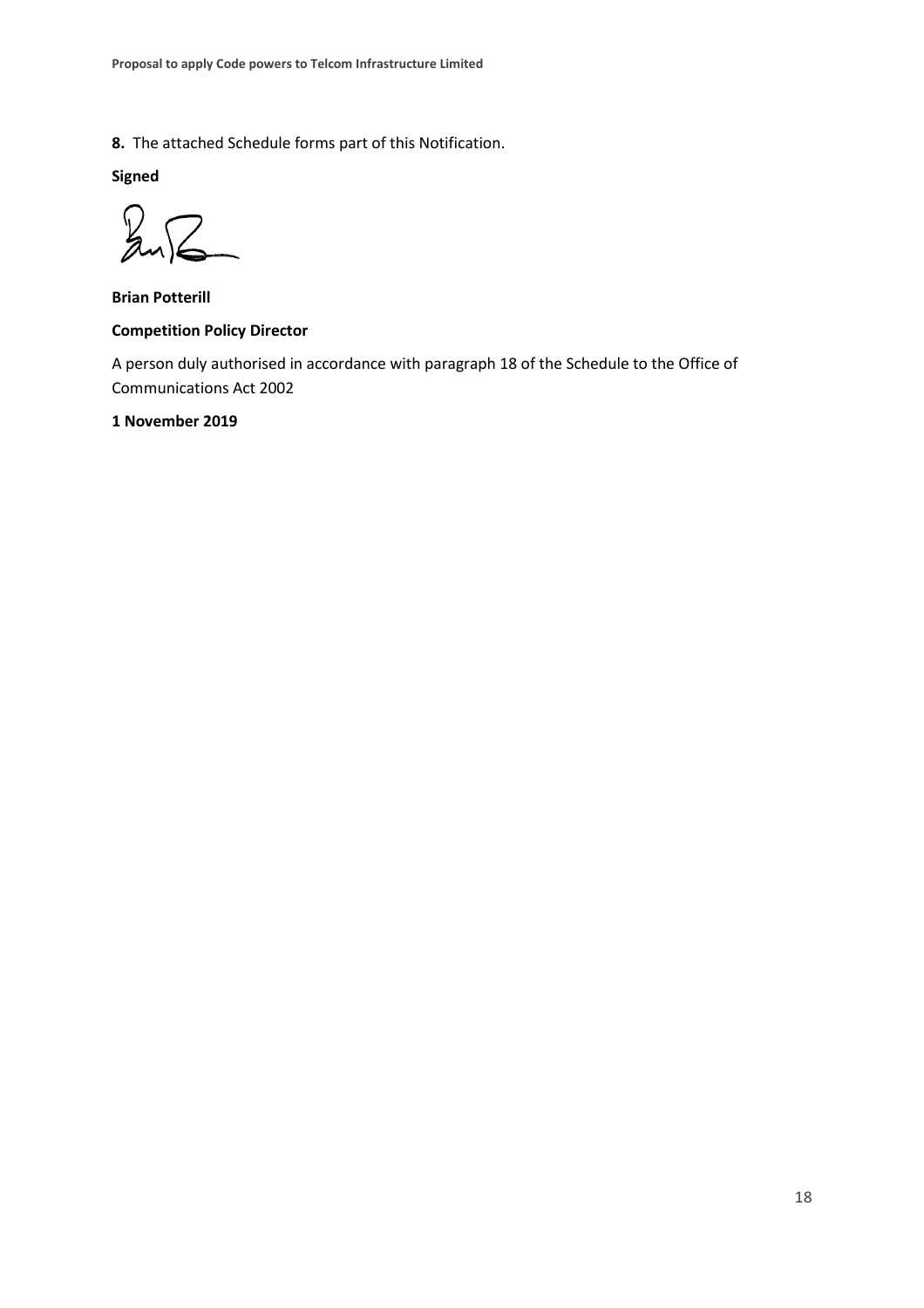**8.** The attached Schedule forms part of this Notification.

**Signed**

**Brian Potterill**

**Competition Policy Director**

A person duly authorised in accordance with paragraph 18 of the Schedule to the Office of Communications Act 2002

**1 November 2019**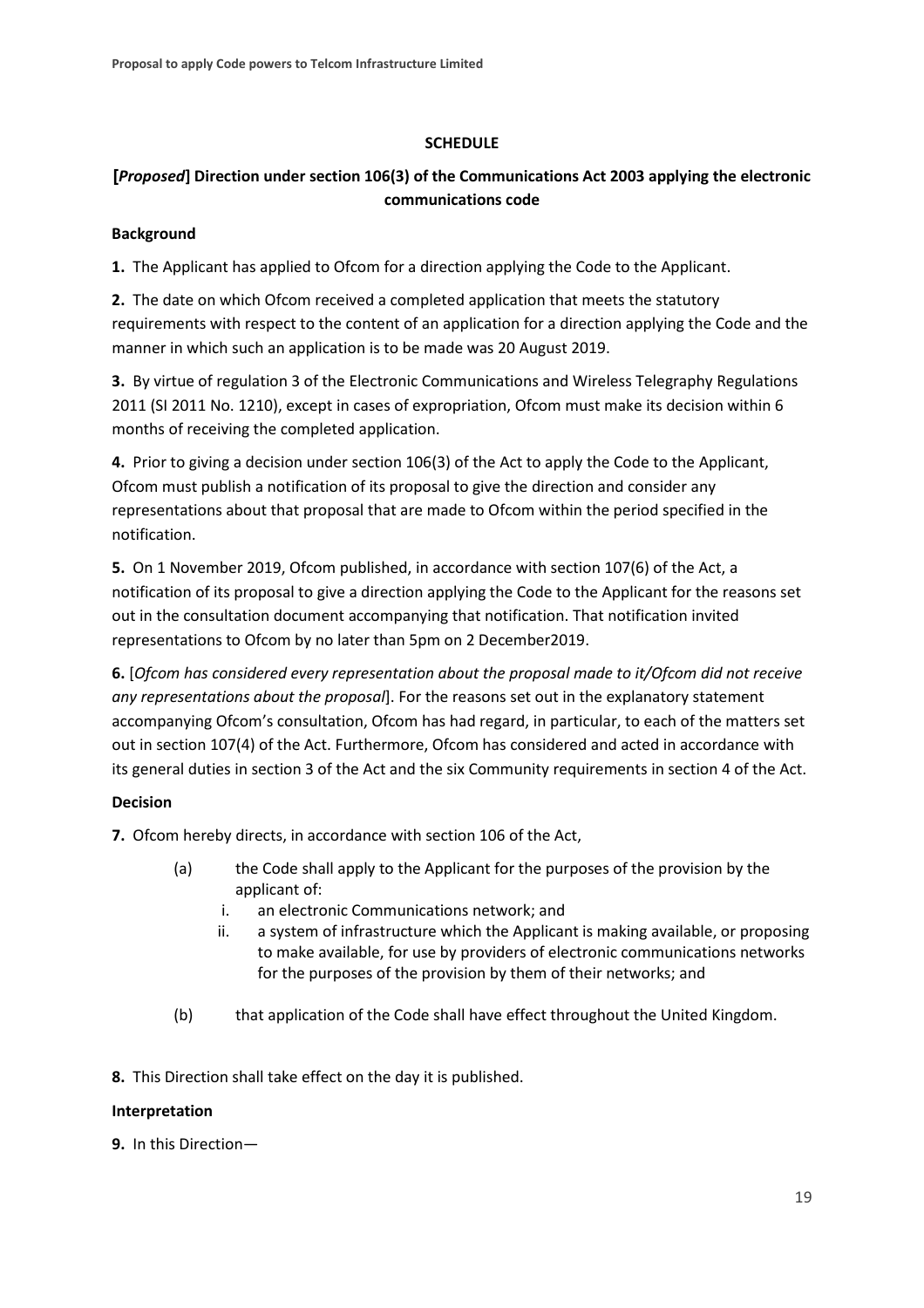**SCHEDULE**

**[*Proposed*] Direction under section 106(3) of the Communications Act 2003 applying the electronic communications code**

**Background**

**1.** The Applicant has applied to Ofcom for a direction applying the Code to the Applicant.

**2.** The date on which Ofcom received a completed application that meets the statutory requirements with respect to the content of an application for a direction applying the Code and the manner in which such an application is to be made was 20 August 2019.

**3.** By virtue of regulation 3 of the Electronic Communications and Wireless Telegraphy Regulations 2011 (SI 2011 No. 1210), except in cases of expropriation, Ofcom must make its decision within 6 months of receiving the completed application.

**4.** Prior to giving a decision under section 106(3) of the Act to apply the Code to the Applicant, Ofcom must publish a notification of its proposal to give the direction and consider any representations about that proposal that are made to Ofcom within the period specified in the notification.

**5.** On 1 November 2019, Ofcom published, in accordance with section 107(6) of the Act, a notification of its proposal to give a direction applying the Code to the Applicant for the reasons set out in the consultation document accompanying that notification. That notification invited representations to Ofcom by no later than 5pm on 2 December2019.

**6.** [*Ofcom has considered every representation about the proposal made to it/Ofcom did not receive any representations about the proposal*]. For the reasons set out in the explanatory statement accompanying Ofcom's consultation, Ofcom has had regard, in particular, to each of the matters set out in section 107(4) of the Act. Furthermore, Ofcom has considered and acted in accordance with its general duties in section 3 of the Act and the six Community requirements in section 4 of the Act.

**Decision**

**7.** Ofcom hereby directs, in accordance with section 106 of the Act,

(a) the Code shall apply to the Applicant for the purposes of the provision by the applicant of:

i. an electronic Communications network; and

ii. a system of infrastructure which the Applicant is making available, or proposing to make available, for use by providers of electronic communications networks for the purposes of the provision by them of their networks; and

(b) that application of the Code shall have effect throughout the United Kingdom.

**8.** This Direction shall take effect on the day it is published.

**Interpretation**

**9.** In this Direction—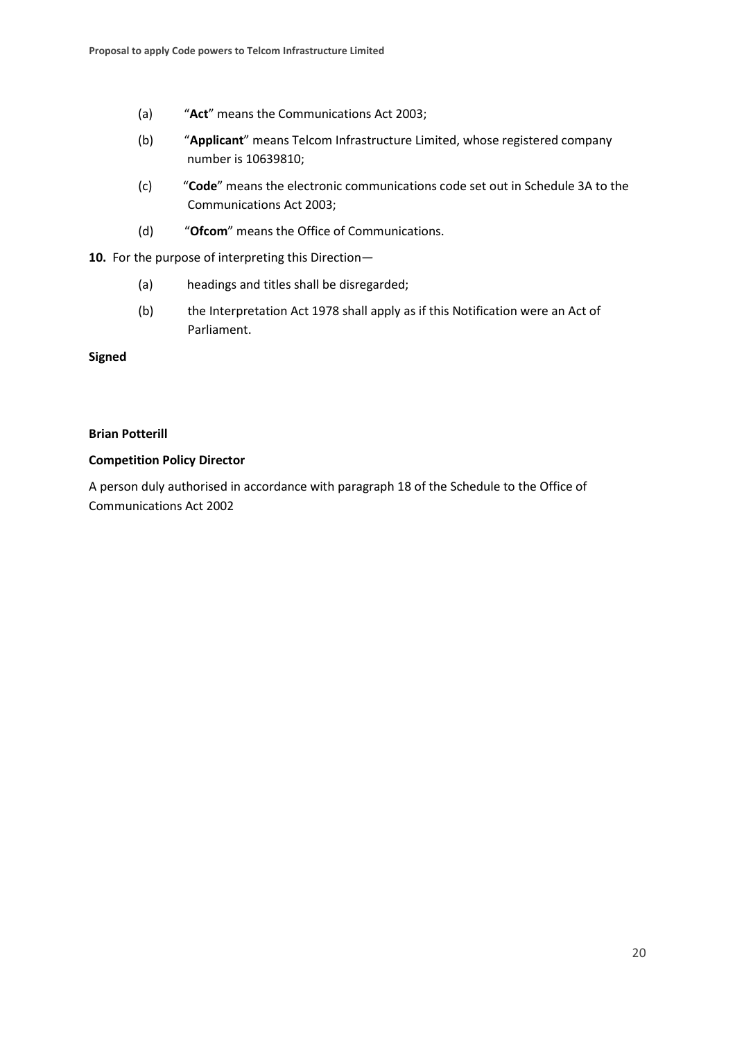(a) "**Act**" means the Communications Act 2003;

(b) "**Applicant**" means Telcom Infrastructure Limited, whose registered company number is 10639810;

(c) "**Code**" means the electronic communications code set out in Schedule 3A to the Communications Act 2003;

(d) "**Ofcom**" means the Office of Communications.

**10.** For the purpose of interpreting this Direction—

(a) headings and titles shall be disregarded;

(b) the Interpretation Act 1978 shall apply as if this Notification were an Act of Parliament.

**Signed**

**Brian Potterill**

**Competition Policy Director**

A person duly authorised in accordance with paragraph 18 of the Schedule to the Office of Communications Act 2002